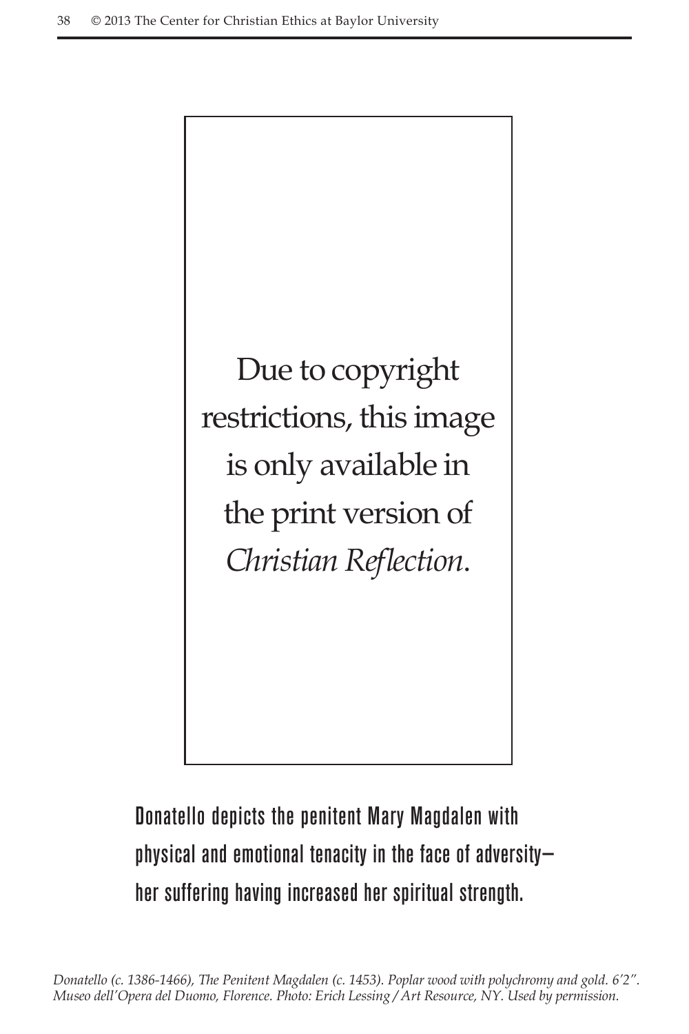Due to copyright restrictions, this image is only available in the print version of *Christian Reflection*.

Donatello depicts the penitent Mary Magdalen with physical and emotional tenacity in the face of adversity—her suffering having increased her spiritual strength.

*Donatello (c. 1386-1466), The Penitent Magdalen (c. 1453). Poplar wood with polychromy and gold. 6′2″. Museo dell'Opera del Duomo, Florence. Photo: Erich Lessing / Art Resource, NY. Used by permission.*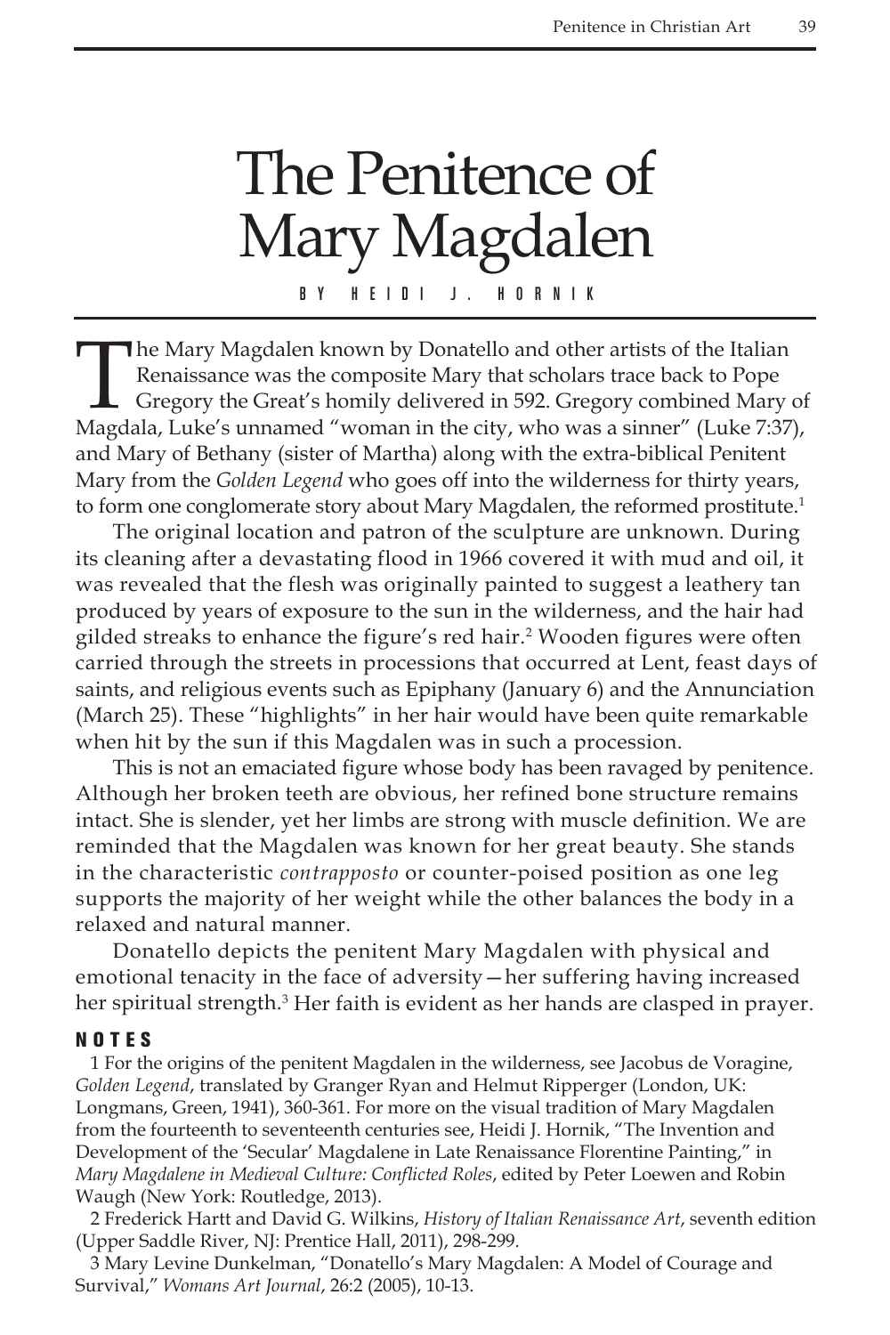# The Penitence of Mary Magdalen

BY HEIDI J. HORNIK

The Mary Magdalen known by Donatello and other artists of the Italian Renaissance was the composite Mary that scholars trace back to Pope Gregory the Great's homily delivered in 592. Gregory combined Mary of Magdala, Luke's unnamed "woman in the city, who was a sinner" (Luke 7:37), and Mary of Bethany (sister of Martha) along with the extra-biblical Penitent Mary from the *Golden Legend* who goes off into the wilderness for thirty years, to form one conglomerate story about Mary Magdalen, the reformed prostitute.[1]

The original location and patron of the sculpture are unknown. During its cleaning after a devastating flood in 1966 covered it with mud and oil, it was revealed that the flesh was originally painted to suggest a leathery tan produced by years of exposure to the sun in the wilderness, and the hair had gilded streaks to enhance the figure's red hair.[2] Wooden figures were often carried through the streets in processions that occurred at Lent, feast days of saints, and religious events such as Epiphany (January 6) and the Annunciation (March 25). These "highlights" in her hair would have been quite remarkable when hit by the sun if this Magdalen was in such a procession.

This is not an emaciated figure whose body has been ravaged by penitence. Although her broken teeth are obvious, her refined bone structure remains intact. She is slender, yet her limbs are strong with muscle definition. We are reminded that the Magdalen was known for her great beauty. She stands in the characteristic *contrapposto* or counter-poised position as one leg supports the majority of her weight while the other balances the body in a relaxed and natural manner.

Donatello depicts the penitent Mary Magdalen with physical and emotional tenacity in the face of adversity—her suffering having increased her spiritual strength.[3] Her faith is evident as her hands are clasped in prayer.

## NOTES

1 For the origins of the penitent Magdalen in the wilderness, see Jacobus de Voragine, *Golden Legend*, translated by Granger Ryan and Helmut Ripperger (London, UK: Longmans, Green, 1941), 360-361. For more on the visual tradition of Mary Magdalen from the fourteenth to seventeenth centuries see, Heidi J. Hornik, "The Invention and Development of the 'Secular' Magdalene in Late Renaissance Florentine Painting," in *Mary Magdalene in Medieval Culture: Conflicted Roles*, edited by Peter Loewen and Robin Waugh (New York: Routledge, 2013).

2 Frederick Hartt and David G. Wilkins, *History of Italian Renaissance Art*, seventh edition (Upper Saddle River, NJ: Prentice Hall, 2011), 298-299.

3 Mary Levine Dunkelman, "Donatello's Mary Magdalen: A Model of Courage and Survival," *Womans Art Journal*, 26:2 (2005), 10-13.